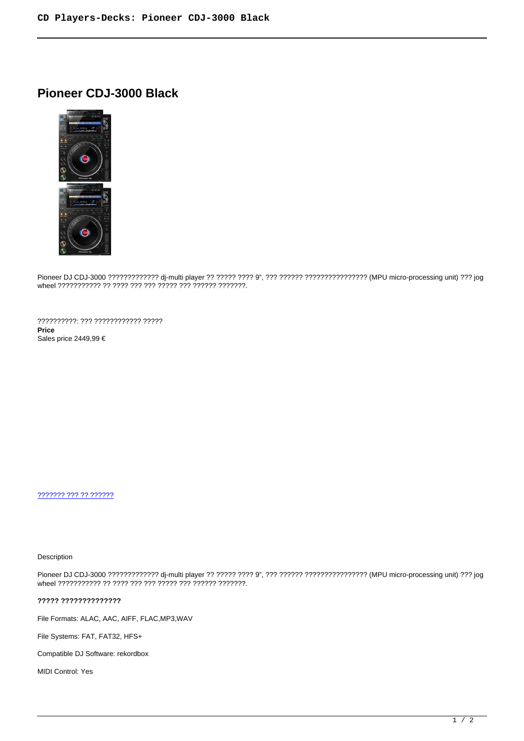# Pioneer CDJ-3000 Black

Pioneer DJ CDJ-3000 ????????????? dj-multi player ?? ????? ???? 9", ??? ?????? ???????????????? (MPU micro-processing unit) ??? jog wheel ??????????? ?? ???? ??? ??? ????? ??? ?????? ???????.

??????????: ??? ???????????? ?????

**Price**

Sales price 2449,99 €

[??????? ??? ?? ??????]()

Description

Pioneer DJ CDJ-3000 ????????????? dj-multi player ?? ????? ???? 9", ??? ?????? ???????????????? (MPU micro-processing unit) ??? jog wheel ??????????? ?? ???? ??? ??? ????? ??? ?????? ???????.

**????? ??????????????**

File Formats: ALAC, AAC, AIFF, FLAC,MP3,WAV

File Systems: FAT, FAT32, HFS+

Compatible DJ Software: rekordbox

MIDI Control: Yes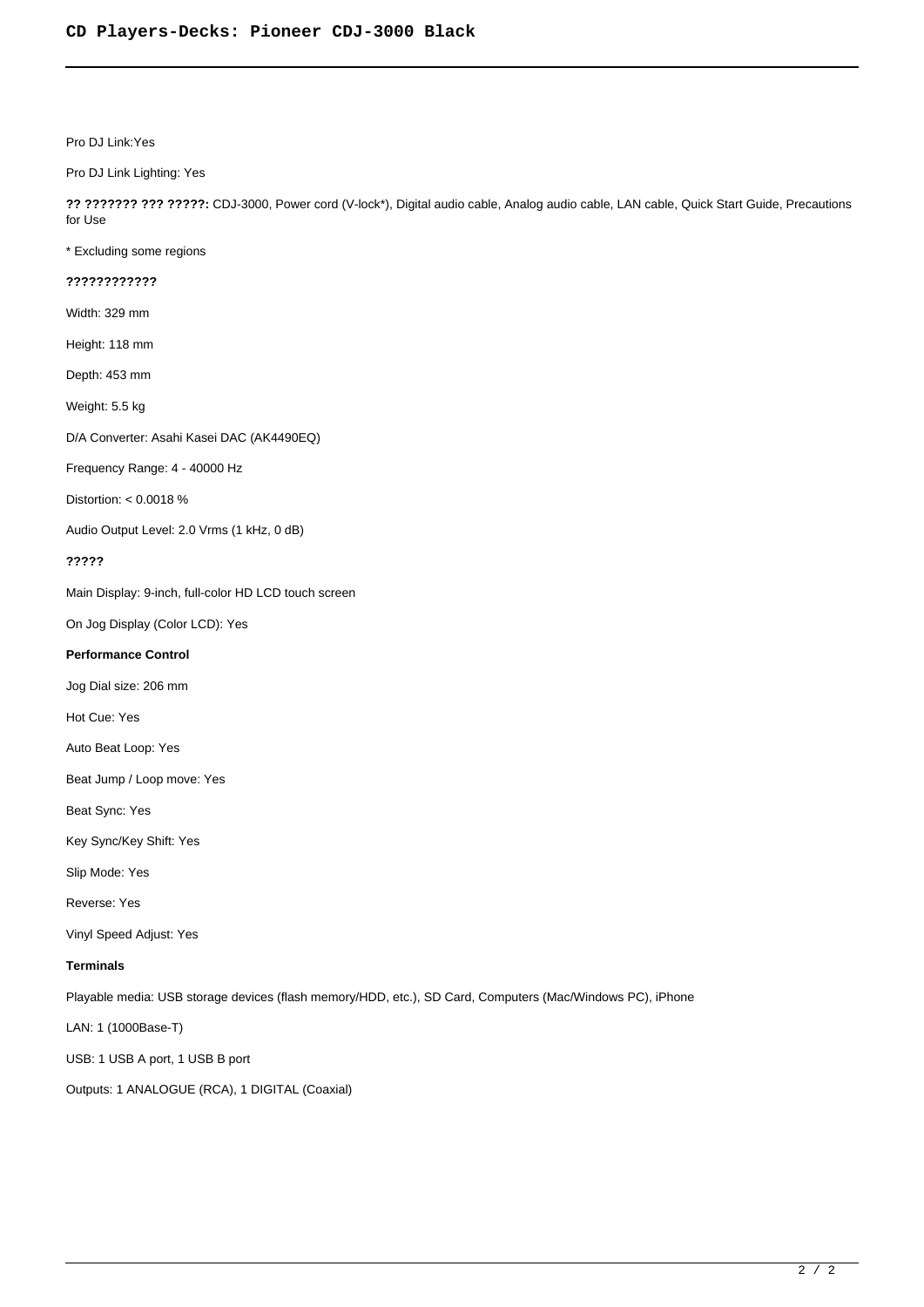Pro DJ Link:Yes

Pro DJ Link Lighting: Yes

**?? ??????? ??? ?????:** CDJ-3000, Power cord (V-lock*), Digital audio cable, Analog audio cable, LAN cable, Quick Start Guide, Precautions for Use

* Excluding some regions

**????????????**

Width: 329 mm

Height: 118 mm

Depth: 453 mm

Weight: 5.5 kg

D/A Converter: Asahi Kasei DAC (AK4490EQ)

Frequency Range: 4 - 40000 Hz

Distortion: < 0.0018 %

Audio Output Level: 2.0 Vrms (1 kHz, 0 dB)

**?????**

Main Display: 9-inch, full-color HD LCD touch screen

On Jog Display (Color LCD): Yes

**Performance Control**

Jog Dial size: 206 mm

Hot Cue: Yes

Auto Beat Loop: Yes

Beat Jump / Loop move: Yes

Beat Sync: Yes

Key Sync/Key Shift: Yes

Slip Mode: Yes

Reverse: Yes

Vinyl Speed Adjust: Yes

**Terminals**

Playable media: USB storage devices (flash memory/HDD, etc.), SD Card, Computers (Mac/Windows PC), iPhone

LAN: 1 (1000Base-T)

USB: 1 USB A port, 1 USB B port

Outputs: 1 ANALOGUE (RCA), 1 DIGITAL (Coaxial)